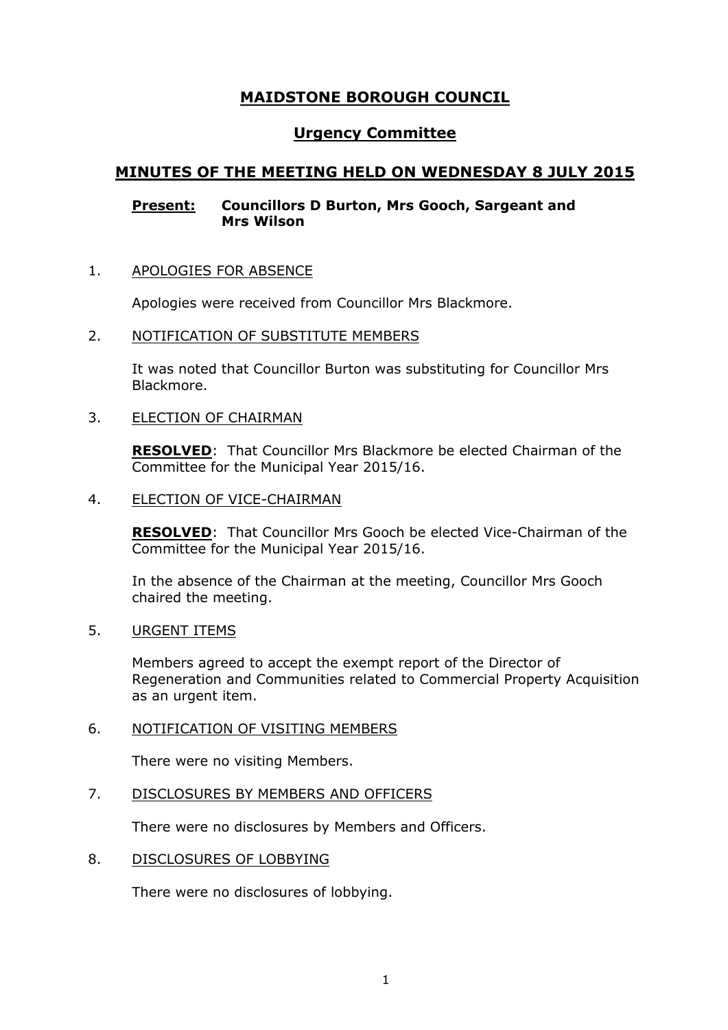# MAIDSTONE BOROUGH COUNCIL

## Urgency Committee

## MINUTES OF THE MEETING HELD ON WEDNESDAY 8 JULY 2015

**Present:** **Councillors D Burton, Mrs Gooch, Sargeant and Mrs Wilson**

1. APOLOGIES FOR ABSENCE

   Apologies were received from Councillor Mrs Blackmore.

2. NOTIFICATION OF SUBSTITUTE MEMBERS

   It was noted that Councillor Burton was substituting for Councillor Mrs Blackmore.

3. ELECTION OF CHAIRMAN

   **RESOLVED**: That Councillor Mrs Blackmore be elected Chairman of the Committee for the Municipal Year 2015/16.

4. ELECTION OF VICE-CHAIRMAN

   **RESOLVED**: That Councillor Mrs Gooch be elected Vice-Chairman of the Committee for the Municipal Year 2015/16.

   In the absence of the Chairman at the meeting, Councillor Mrs Gooch chaired the meeting.

5. URGENT ITEMS

   Members agreed to accept the exempt report of the Director of Regeneration and Communities related to Commercial Property Acquisition as an urgent item.

6. NOTIFICATION OF VISITING MEMBERS

   There were no visiting Members.

7. DISCLOSURES BY MEMBERS AND OFFICERS

   There were no disclosures by Members and Officers.

8. DISCLOSURES OF LOBBYING

   There were no disclosures of lobbying.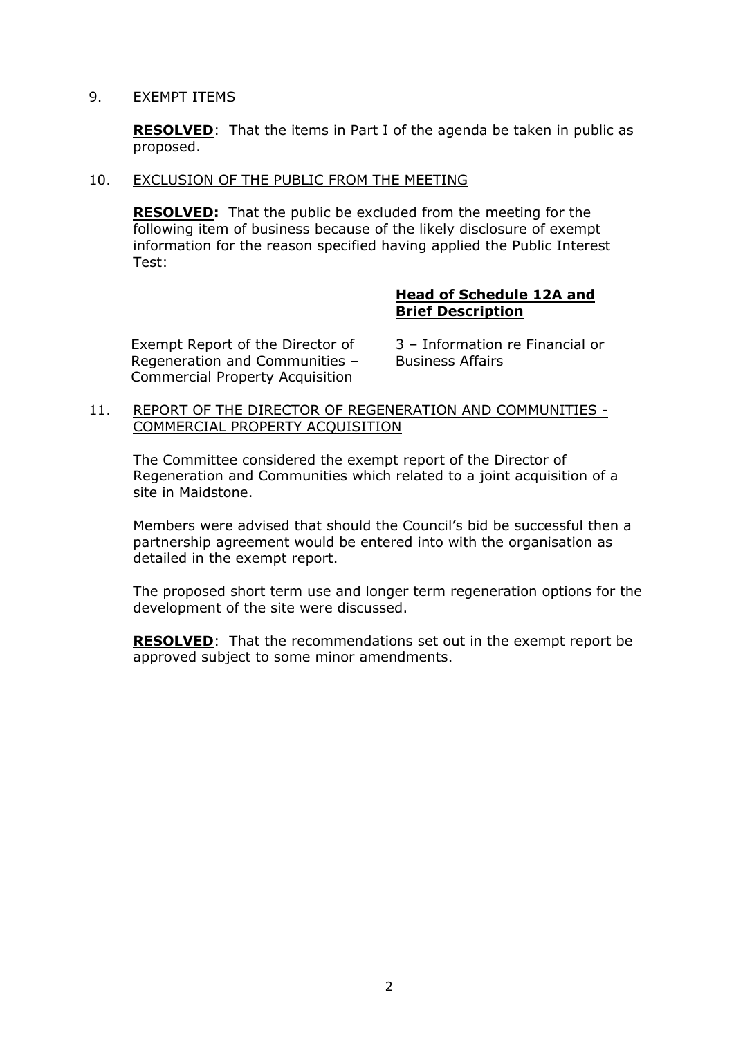9. EXEMPT ITEMS

**RESOLVED**: That the items in Part I of the agenda be taken in public as proposed.

10. EXCLUSION OF THE PUBLIC FROM THE MEETING

**RESOLVED:** That the public be excluded from the meeting for the following item of business because of the likely disclosure of exempt information for the reason specified having applied the Public Interest Test:

| | **Head of Schedule 12A and Brief Description** |
|---|---|
| Exempt Report of the Director of Regeneration and Communities – Commercial Property Acquisition | 3 – Information re Financial or Business Affairs |

11. REPORT OF THE DIRECTOR OF REGENERATION AND COMMUNITIES - COMMERCIAL PROPERTY ACQUISITION

The Committee considered the exempt report of the Director of Regeneration and Communities which related to a joint acquisition of a site in Maidstone.

Members were advised that should the Council's bid be successful then a partnership agreement would be entered into with the organisation as detailed in the exempt report.

The proposed short term use and longer term regeneration options for the development of the site were discussed.

**RESOLVED**: That the recommendations set out in the exempt report be approved subject to some minor amendments.